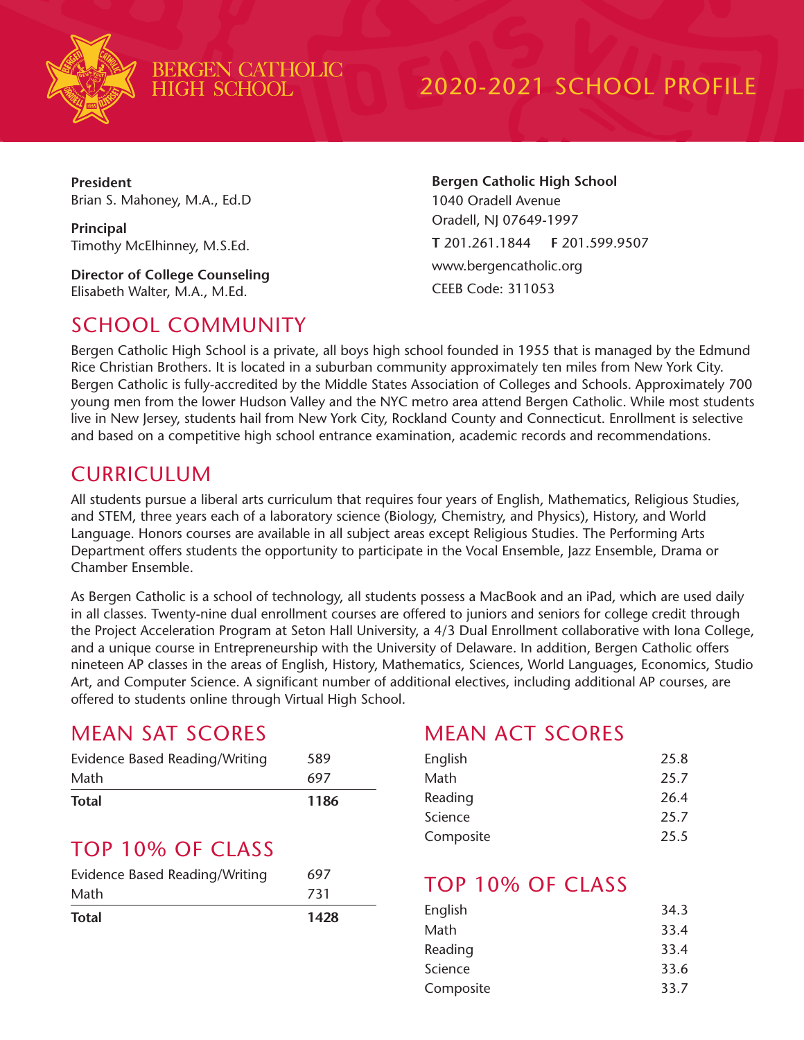# BERGEN CATHOLIC HIGH SCHOOL

# 2020-2021 SCHOOL PROFILE

**President**
Brian S. Mahoney, M.A., Ed.D

**Principal**
Timothy McElhinney, M.S.Ed.

**Director of College Counseling**
Elisabeth Walter, M.A., M.Ed.

**Bergen Catholic High School**
1040 Oradell Avenue
Oradell, NJ 07649-1997
**T** 201.261.1844 **F** 201.599.9507
www.bergencatholic.org
CEEB Code: 311053

## SCHOOL COMMUNITY

Bergen Catholic High School is a private, all boys high school founded in 1955 that is managed by the Edmund Rice Christian Brothers. It is located in a suburban community approximately ten miles from New York City. Bergen Catholic is fully-accredited by the Middle States Association of Colleges and Schools. Approximately 700 young men from the lower Hudson Valley and the NYC metro area attend Bergen Catholic. While most students live in New Jersey, students hail from New York City, Rockland County and Connecticut. Enrollment is selective and based on a competitive high school entrance examination, academic records and recommendations.

## CURRICULUM

All students pursue a liberal arts curriculum that requires four years of English, Mathematics, Religious Studies, and STEM, three years each of a laboratory science (Biology, Chemistry, and Physics), History, and World Language. Honors courses are available in all subject areas except Religious Studies. The Performing Arts Department offers students the opportunity to participate in the Vocal Ensemble, Jazz Ensemble, Drama or Chamber Ensemble.

As Bergen Catholic is a school of technology, all students possess a MacBook and an iPad, which are used daily in all classes. Twenty-nine dual enrollment courses are offered to juniors and seniors for college credit through the Project Acceleration Program at Seton Hall University, a 4/3 Dual Enrollment collaborative with Iona College, and a unique course in Entrepreneurship with the University of Delaware. In addition, Bergen Catholic offers nineteen AP classes in the areas of English, History, Mathematics, Sciences, World Languages, Economics, Studio Art, and Computer Science. A significant number of additional electives, including additional AP courses, are offered to students online through Virtual High School.

## MEAN SAT SCORES

| | |
|---|---|
| Evidence Based Reading/Writing | 589 |
| Math | 697 |
| **Total** | **1186** |

## TOP 10% OF CLASS

| | |
|---|---|
| Evidence Based Reading/Writing | 697 |
| Math | 731 |
| **Total** | **1428** |

## MEAN ACT SCORES

| | |
|---|---|
| English | 25.8 |
| Math | 25.7 |
| Reading | 26.4 |
| Science | 25.7 |
| Composite | 25.5 |

## TOP 10% OF CLASS

| | |
|---|---|
| English | 34.3 |
| Math | 33.4 |
| Reading | 33.4 |
| Science | 33.6 |
| Composite | 33.7 |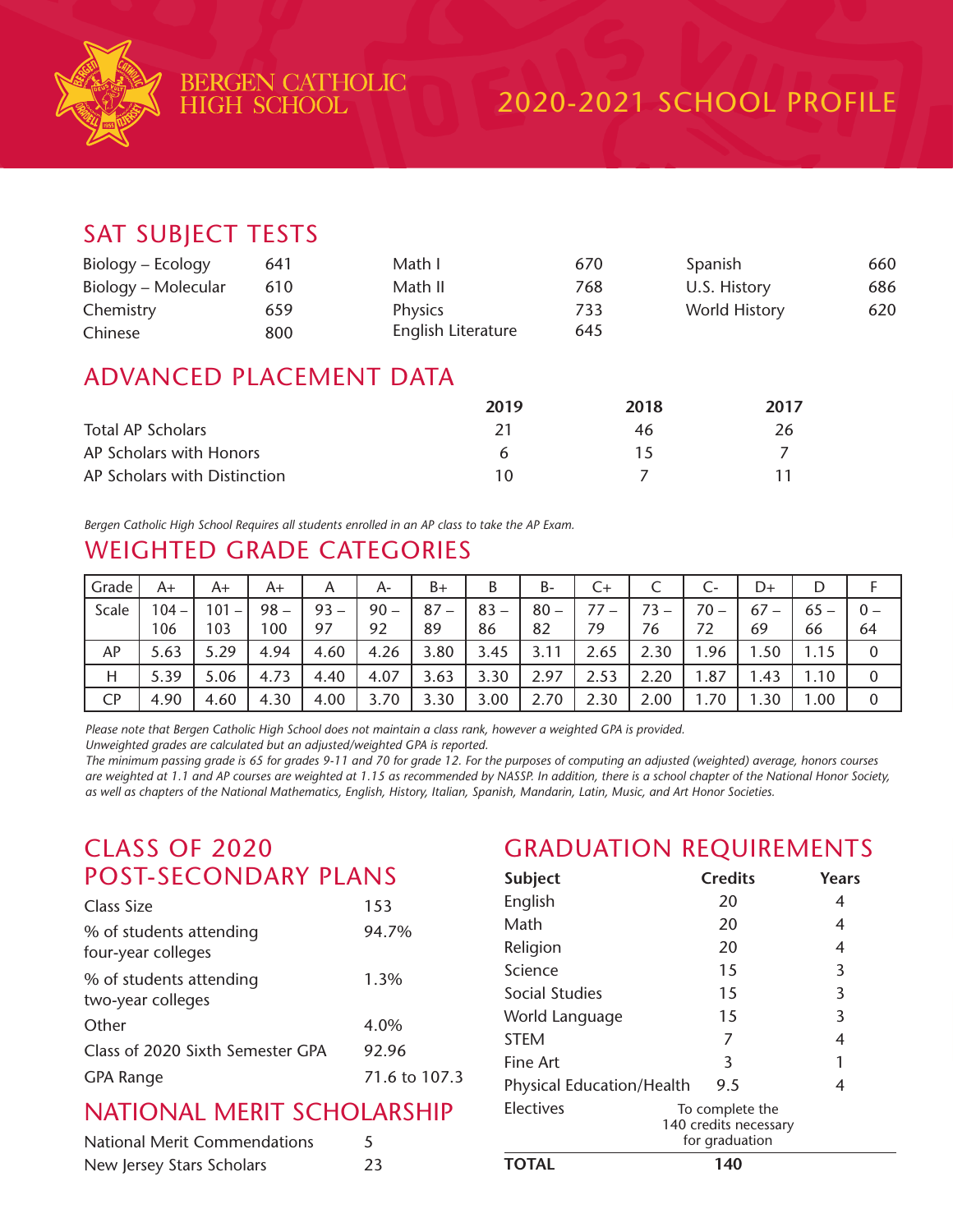BERGEN CATHOLIC HIGH SCHOOL

# 2020-2021 SCHOOL PROFILE

## SAT SUBJECT TESTS

| | | | | | |
|---|---|---|---|---|---|
| Biology – Ecology | 641 | Math I | 670 | Spanish | 660 |
| Biology – Molecular | 610 | Math II | 768 | U.S. History | 686 |
| Chemistry | 659 | Physics | 733 | World History | 620 |
| Chinese | 800 | English Literature | 645 | | |

## ADVANCED PLACEMENT DATA

| | 2019 | 2018 | 2017 |
|---|---|---|---|
| Total AP Scholars | 21 | 46 | 26 |
| AP Scholars with Honors | 6 | 15 | 7 |
| AP Scholars with Distinction | 10 | 7 | 11 |

*Bergen Catholic High School Requires all students enrolled in an AP class to take the AP Exam.*

## WEIGHTED GRADE CATEGORIES

| Grade | A+ | A+ | A+ | A | A- | B+ | B | B- | C+ | C | C- | D+ | D | F |
|---|---|---|---|---|---|---|---|---|---|---|---|---|---|---|
| Scale | 104 – 106 | 101 – 103 | 98 – 100 | 93 – 97 | 90 – 92 | 87 – 89 | 83 – 86 | 80 – 82 | 77 – 79 | 73 – 76 | 70 – 72 | 67 – 69 | 65 – 66 | 0 – 64 |
| AP | 5.63 | 5.29 | 4.94 | 4.60 | 4.26 | 3.80 | 3.45 | 3.11 | 2.65 | 2.30 | 1.96 | 1.50 | 1.15 | 0 |
| H | 5.39 | 5.06 | 4.73 | 4.40 | 4.07 | 3.63 | 3.30 | 2.97 | 2.53 | 2.20 | 1.87 | 1.43 | 1.10 | 0 |
| CP | 4.90 | 4.60 | 4.30 | 4.00 | 3.70 | 3.30 | 3.00 | 2.70 | 2.30 | 2.00 | 1.70 | 1.30 | 1.00 | 0 |

*Please note that Bergen Catholic High School does not maintain a class rank, however a weighted GPA is provided.*
*Unweighted grades are calculated but an adjusted/weighted GPA is reported.*
*The minimum passing grade is 65 for grades 9-11 and 70 for grade 12. For the purposes of computing an adjusted (weighted) average, honors courses are weighted at 1.1 and AP courses are weighted at 1.15 as recommended by NASSP. In addition, there is a school chapter of the National Honor Society, as well as chapters of the National Mathematics, English, History, Italian, Spanish, Mandarin, Latin, Music, and Art Honor Societies.*

## CLASS OF 2020 POST-SECONDARY PLANS

| | |
|---|---|
| Class Size | 153 |
| % of students attending four-year colleges | 94.7% |
| % of students attending two-year colleges | 1.3% |
| Other | 4.0% |
| Class of 2020 Sixth Semester GPA | 92.96 |
| GPA Range | 71.6 to 107.3 |

## NATIONAL MERIT SCHOLARSHIP

| | |
|---|---|
| National Merit Commendations | 5 |
| New Jersey Stars Scholars | 23 |

## GRADUATION REQUIREMENTS

| Subject | Credits | Years |
|---|---|---|
| English | 20 | 4 |
| Math | 20 | 4 |
| Religion | 20 | 4 |
| Science | 15 | 3 |
| Social Studies | 15 | 3 |
| World Language | 15 | 3 |
| STEM | 7 | 4 |
| Fine Art | 3 | 1 |
| Physical Education/Health | 9.5 | 4 |
| Electives | To complete the 140 credits necessary for graduation | |
| **TOTAL** | **140** | |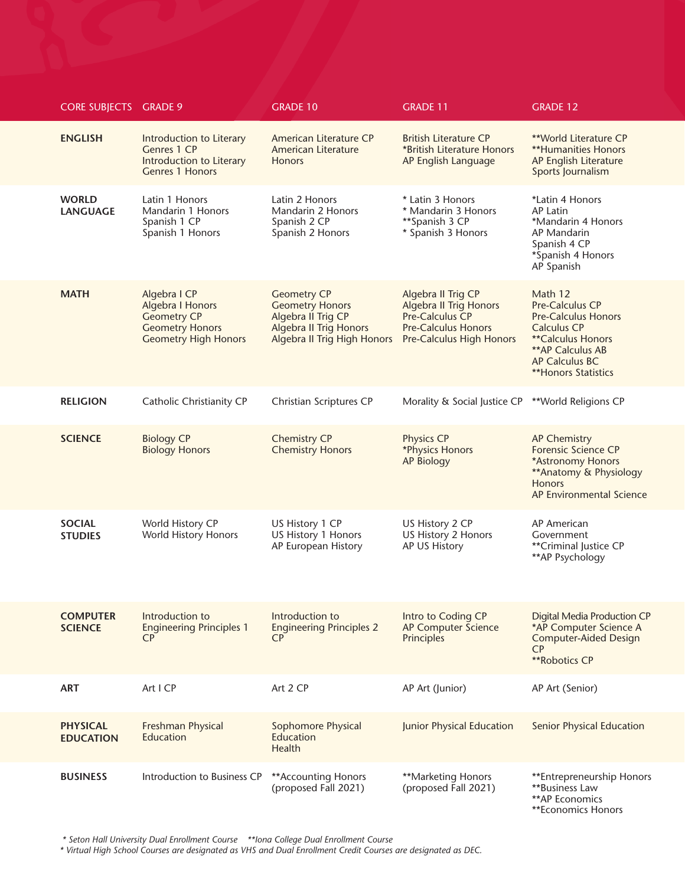| CORE SUBJECTS | GRADE 9 | GRADE 10 | GRADE 11 | GRADE 12 |
|---|---|---|---|---|
| **ENGLISH** | Introduction to Literary Genres 1 CP<br>Introduction to Literary Genres 1 Honors | American Literature CP<br>American Literature Honors | British Literature CP<br>*British Literature Honors<br>AP English Language | **World Literature CP<br>**Humanities Honors<br>AP English Literature<br>Sports Journalism |
| **WORLD LANGUAGE** | Latin 1 Honors<br>Mandarin 1 Honors<br>Spanish 1 CP<br>Spanish 1 Honors | Latin 2 Honors<br>Mandarin 2 Honors<br>Spanish 2 CP<br>Spanish 2 Honors | * Latin 3 Honors<br>* Mandarin 3 Honors<br>**Spanish 3 CP<br>* Spanish 3 Honors | *Latin 4 Honors<br>AP Latin<br>*Mandarin 4 Honors<br>AP Mandarin<br>Spanish 4 CP<br>*Spanish 4 Honors<br>AP Spanish |
| **MATH** | Algebra I CP<br>Algebra I Honors<br>Geometry CP<br>Geometry Honors<br>Geometry High Honors | Geometry CP<br>Geometry Honors<br>Algebra II Trig CP<br>Algebra II Trig Honors<br>Algebra II Trig High Honors | Algebra II Trig CP<br>Algebra II Trig Honors<br>Pre-Calculus CP<br>Pre-Calculus Honors<br>Pre-Calculus High Honors | Math 12<br>Pre-Calculus CP<br>Pre-Calculus Honors<br>Calculus CP<br>**Calculus Honors<br>**AP Calculus AB<br>AP Calculus BC<br>**Honors Statistics |
| **RELIGION** | Catholic Christianity CP | Christian Scriptures CP | Morality & Social Justice CP | **World Religions CP |
| **SCIENCE** | Biology CP<br>Biology Honors | Chemistry CP<br>Chemistry Honors | Physics CP<br>*Physics Honors<br>AP Biology | AP Chemistry<br>Forensic Science CP<br>*Astronomy Honors<br>**Anatomy & Physiology Honors<br>AP Environmental Science |
| **SOCIAL STUDIES** | World History CP<br>World History Honors | US History 1 CP<br>US History 1 Honors<br>AP European History | US History 2 CP<br>US History 2 Honors<br>AP US History | AP American Government<br>**Criminal Justice CP<br>**AP Psychology |
| **COMPUTER SCIENCE** | Introduction to Engineering Principles 1 CP | Introduction to Engineering Principles 2 CP | Intro to Coding CP<br>AP Computer Science Principles | Digital Media Production CP<br>*AP Computer Science A<br>Computer-Aided Design CP<br>**Robotics CP |
| **ART** | Art I CP | Art 2 CP | AP Art (Junior) | AP Art (Senior) |
| **PHYSICAL EDUCATION** | Freshman Physical Education | Sophomore Physical Education<br>Health | Junior Physical Education | Senior Physical Education |
| **BUSINESS** | Introduction to Business CP | **Accounting Honors (proposed Fall 2021) | **Marketing Honors (proposed Fall 2021) | **Entrepreneurship Honors<br>**Business Law<br>**AP Economics<br>**Economics Honors |

*\* Seton Hall University Dual Enrollment Course    \*\*Iona College Dual Enrollment Course*
*\* Virtual High School Courses are designated as VHS and Dual Enrollment Credit Courses are designated as DEC.*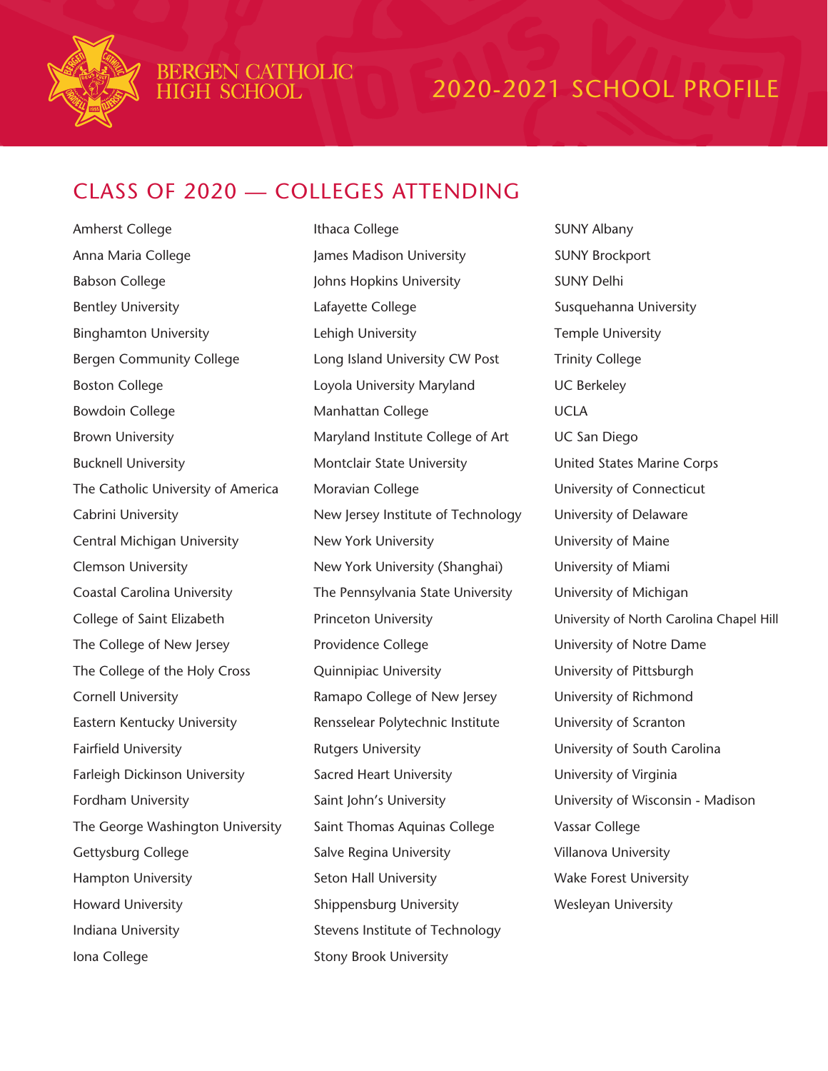# BERGEN CATHOLIC HIGH SCHOOL

# 2020-2021 SCHOOL PROFILE

## CLASS OF 2020 — COLLEGES ATTENDING

Amherst College
Anna Maria College
Babson College
Bentley University
Binghamton University
Bergen Community College
Boston College
Bowdoin College
Brown University
Bucknell University
The Catholic University of America
Cabrini University
Central Michigan University
Clemson University
Coastal Carolina University
College of Saint Elizabeth
The College of New Jersey
The College of the Holy Cross
Cornell University
Eastern Kentucky University
Fairfield University
Farleigh Dickinson University
Fordham University
The George Washington University
Gettysburg College
Hampton University
Howard University
Indiana University
Iona College
Ithaca College
James Madison University
Johns Hopkins University
Lafayette College
Lehigh University
Long Island University CW Post
Loyola University Maryland
Manhattan College
Maryland Institute College of Art
Montclair State University
Moravian College
New Jersey Institute of Technology
New York University
New York University (Shanghai)
The Pennsylvania State University
Princeton University
Providence College
Quinnipiac University
Ramapo College of New Jersey
Rensselear Polytechnic Institute
Rutgers University
Sacred Heart University
Saint John's University
Saint Thomas Aquinas College
Salve Regina University
Seton Hall University
Shippensburg University
Stevens Institute of Technology
Stony Brook University
SUNY Albany
SUNY Brockport
SUNY Delhi
Susquehanna University
Temple University
Trinity College
UC Berkeley
UCLA
UC San Diego
United States Marine Corps
University of Connecticut
University of Delaware
University of Maine
University of Miami
University of Michigan
University of North Carolina Chapel Hill
University of Notre Dame
University of Pittsburgh
University of Richmond
University of Scranton
University of South Carolina
University of Virginia
University of Wisconsin - Madison
Vassar College
Villanova University
Wake Forest University
Wesleyan University